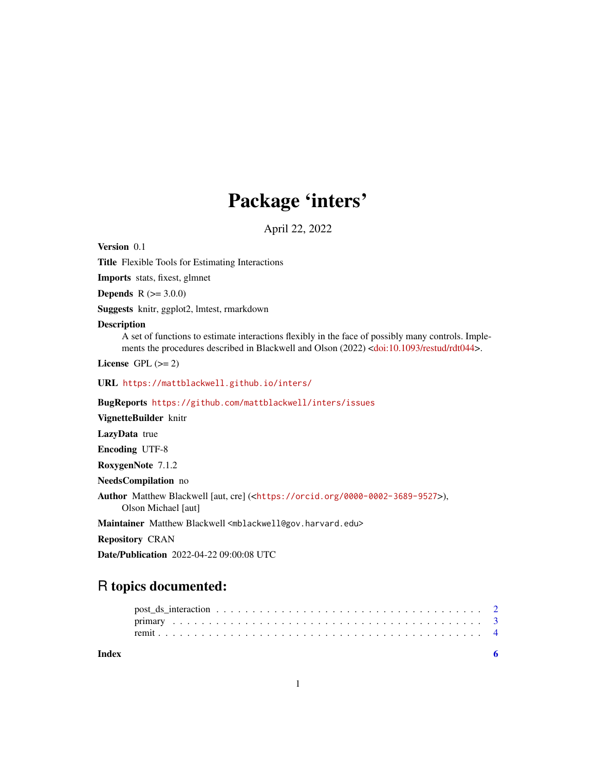# Package 'inters'

April 22, 2022

**Version** 0.1

**Title** Flexible Tools for Estimating Interactions

**Imports** stats, fixest, glmnet

**Depends** R (>= 3.0.0)

**Suggests** knitr, ggplot2, lmtest, rmarkdown

**Description**
A set of functions to estimate interactions flexibly in the face of possibly many controls. Implements the procedures described in Blackwell and Olson (2022) <doi:10.1093/restud/rdt044>.

**License** GPL (>= 2)

**URL** https://mattblackwell.github.io/inters/

**BugReports** https://github.com/mattblackwell/inters/issues

**VignetteBuilder** knitr

**LazyData** true

**Encoding** UTF-8

**RoxygenNote** 7.1.2

**NeedsCompilation** no

**Author** Matthew Blackwell [aut, cre] (<https://orcid.org/0000-0002-3689-9527>), Olson Michael [aut]

**Maintainer** Matthew Blackwell <mblackwell@gov.harvard.edu>

**Repository** CRAN

**Date/Publication** 2022-04-22 09:00:08 UTC

## R topics documented:

- post_ds_interaction . . . . . . . . . . . . . . . . . . . . . . . . . . . . . . . . . . . . 2
- primary . . . . . . . . . . . . . . . . . . . . . . . . . . . . . . . . . . . . . . . . . . . 3
- remit . . . . . . . . . . . . . . . . . . . . . . . . . . . . . . . . . . . . . . . . . . . . 4

**Index** 6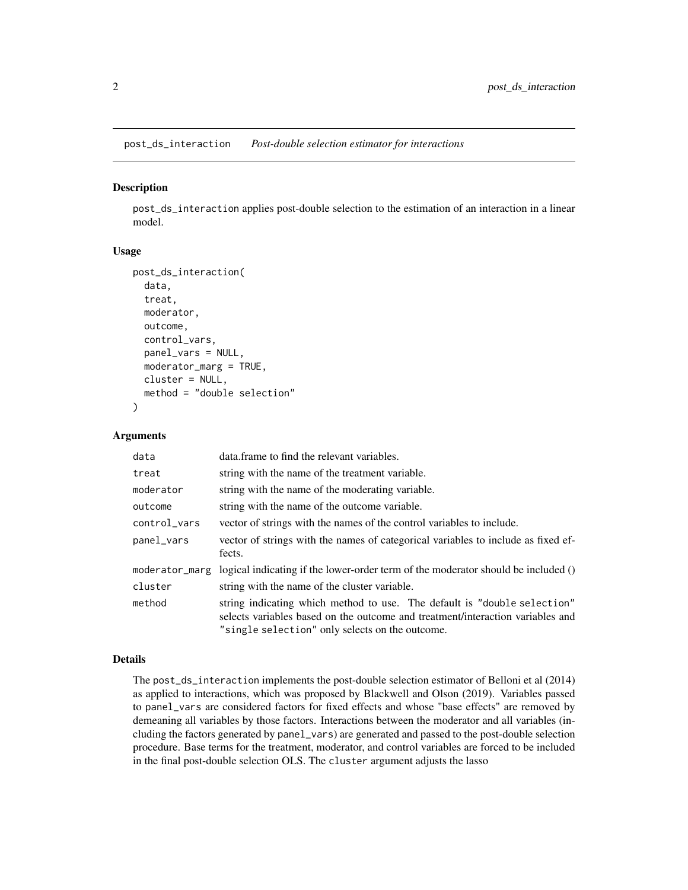post_ds_interaction *Post-double selection estimator for interactions*

## Description

post_ds_interaction applies post-double selection to the estimation of an interaction in a linear model.

## Usage

```
post_ds_interaction(
  data,
  treat,
  moderator,
  outcome,
  control_vars,
  panel_vars = NULL,
  moderator_marg = TRUE,
  cluster = NULL,
  method = "double selection"
)
```

## Arguments

| | |
|---|---|
| data | data.frame to find the relevant variables. |
| treat | string with the name of the treatment variable. |
| moderator | string with the name of the moderating variable. |
| outcome | string with the name of the outcome variable. |
| control_vars | vector of strings with the names of the control variables to include. |
| panel_vars | vector of strings with the names of categorical variables to include as fixed effects. |
| moderator_marg | logical indicating if the lower-order term of the moderator should be included () |
| cluster | string with the name of the cluster variable. |
| method | string indicating which method to use. The default is "double selection" selects variables based on the outcome and treatment/interaction variables and "single selection" only selects on the outcome. |

## Details

The post_ds_interaction implements the post-double selection estimator of Belloni et al (2014) as applied to interactions, which was proposed by Blackwell and Olson (2019). Variables passed to panel_vars are considered factors for fixed effects and whose "base effects" are removed by demeaning all variables by those factors. Interactions between the moderator and all variables (including the factors generated by panel_vars) are generated and passed to the post-double selection procedure. Base terms for the treatment, moderator, and control variables are forced to be included in the final post-double selection OLS. The cluster argument adjusts the lasso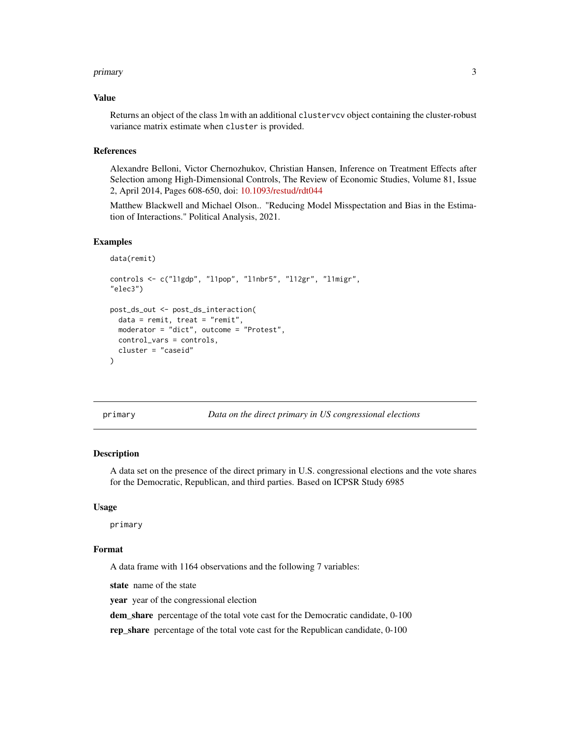### Value

Returns an object of the class lm with an additional clustervcv object containing the cluster-robust variance matrix estimate when cluster is provided.

### References

Alexandre Belloni, Victor Chernozhukov, Christian Hansen, Inference on Treatment Effects after Selection among High-Dimensional Controls, The Review of Economic Studies, Volume 81, Issue 2, April 2014, Pages 608-650, doi: 10.1093/restud/rdt044

Matthew Blackwell and Michael Olson.. "Reducing Model Misspectation and Bias in the Estimation of Interactions." Political Analysis, 2021.

### Examples

```
data(remit)

controls <- c("l1gdp", "l1pop", "l1nbr5", "l12gr", "l1migr",
"elec3")

post_ds_out <- post_ds_interaction(
  data = remit, treat = "remit",
  moderator = "dict", outcome = "Protest",
  control_vars = controls,
  cluster = "caseid"
)
```

---

## primary — *Data on the direct primary in US congressional elections*

### Description

A data set on the presence of the direct primary in U.S. congressional elections and the vote shares for the Democratic, Republican, and third parties. Based on ICPSR Study 6985

### Usage

```
primary
```

### Format

A data frame with 1164 observations and the following 7 variables:

**state** name of the state

**year** year of the congressional election

**dem_share** percentage of the total vote cast for the Democratic candidate, 0-100

**rep_share** percentage of the total vote cast for the Republican candidate, 0-100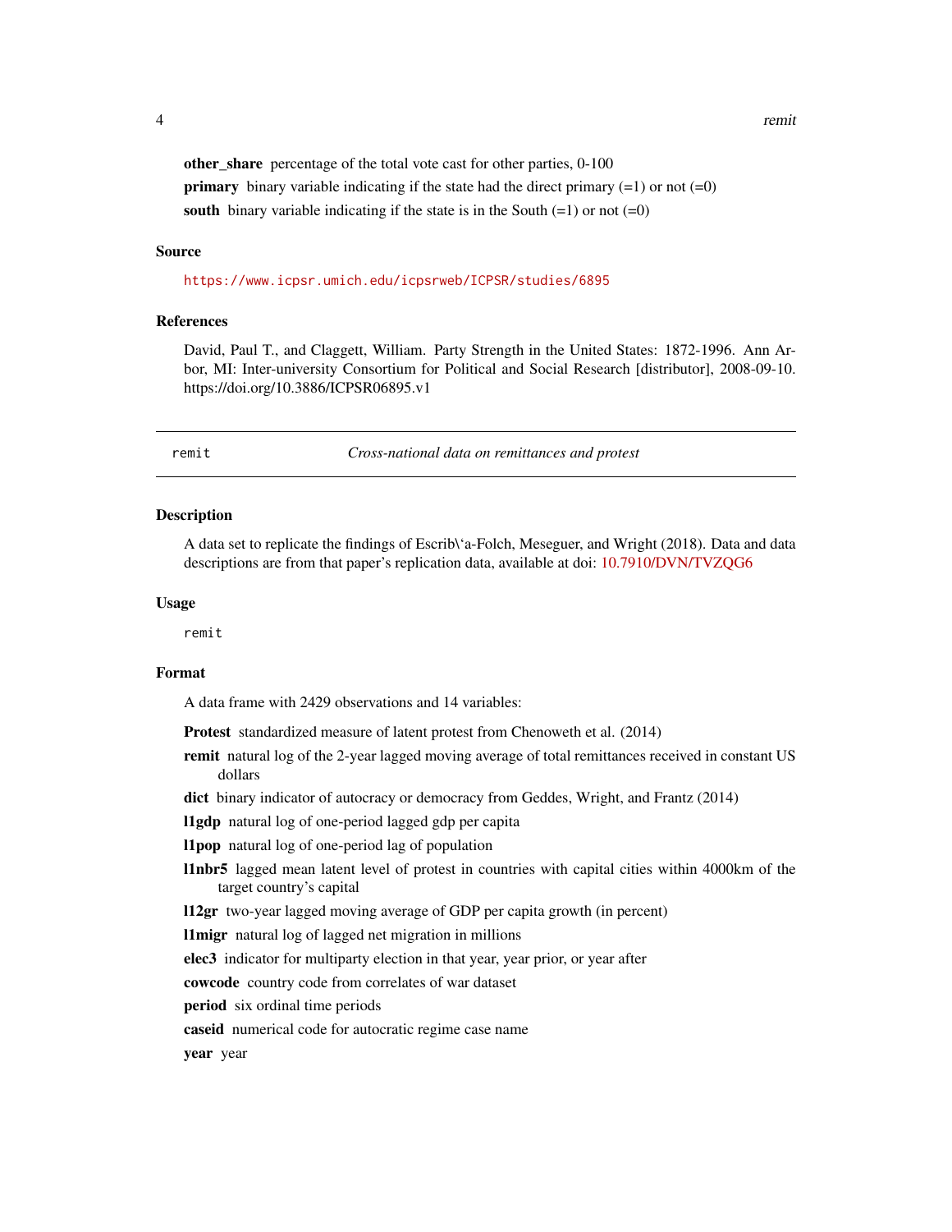**other_share** percentage of the total vote cast for other parties, 0-100

**primary** binary variable indicating if the state had the direct primary (=1) or not (=0)

**south** binary variable indicating if the state is in the South (=1) or not (=0)

### Source

https://www.icpsr.umich.edu/icpsrweb/ICPSR/studies/6895

### References

David, Paul T., and Claggett, William. Party Strength in the United States: 1872-1996. Ann Arbor, MI: Inter-university Consortium for Political and Social Research [distributor], 2008-09-10. https://doi.org/10.3886/ICPSR06895.v1

---

## remit — *Cross-national data on remittances and protest*

### Description

A data set to replicate the findings of Escrib\'a-Folch, Meseguer, and Wright (2018). Data and data descriptions are from that paper's replication data, available at doi: 10.7910/DVN/TVZQG6

### Usage

```
remit
```

### Format

A data frame with 2429 observations and 14 variables:

**Protest** standardized measure of latent protest from Chenoweth et al. (2014)

**remit** natural log of the 2-year lagged moving average of total remittances received in constant US dollars

**dict** binary indicator of autocracy or democracy from Geddes, Wright, and Frantz (2014)

**l1gdp** natural log of one-period lagged gdp per capita

**l1pop** natural log of one-period lag of population

**l1nbr5** lagged mean latent level of protest in countries with capital cities within 4000km of the target country's capital

**l12gr** two-year lagged moving average of GDP per capita growth (in percent)

**l1migr** natural log of lagged net migration in millions

**elec3** indicator for multiparty election in that year, year prior, or year after

**cowcode** country code from correlates of war dataset

**period** six ordinal time periods

**caseid** numerical code for autocratic regime case name

**year** year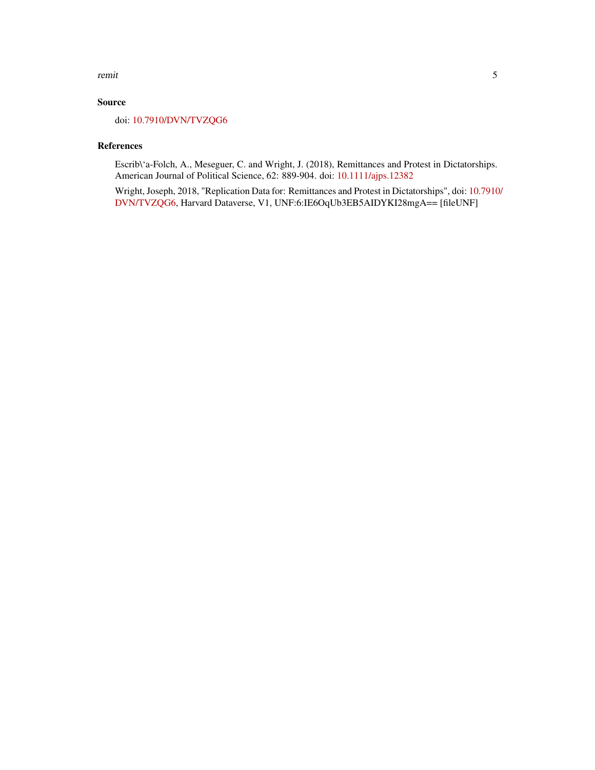## Source

doi: 10.7910/DVN/TVZQG6

## References

Escrib\'a-Folch, A., Meseguer, C. and Wright, J. (2018), Remittances and Protest in Dictatorships. American Journal of Political Science, 62: 889-904. doi: 10.1111/ajps.12382

Wright, Joseph, 2018, "Replication Data for: Remittances and Protest in Dictatorships", doi: 10.7910/DVN/TVZQG6, Harvard Dataverse, V1, UNF:6:IE6OqUb3EB5AIDYKI28mgA== [fileUNF]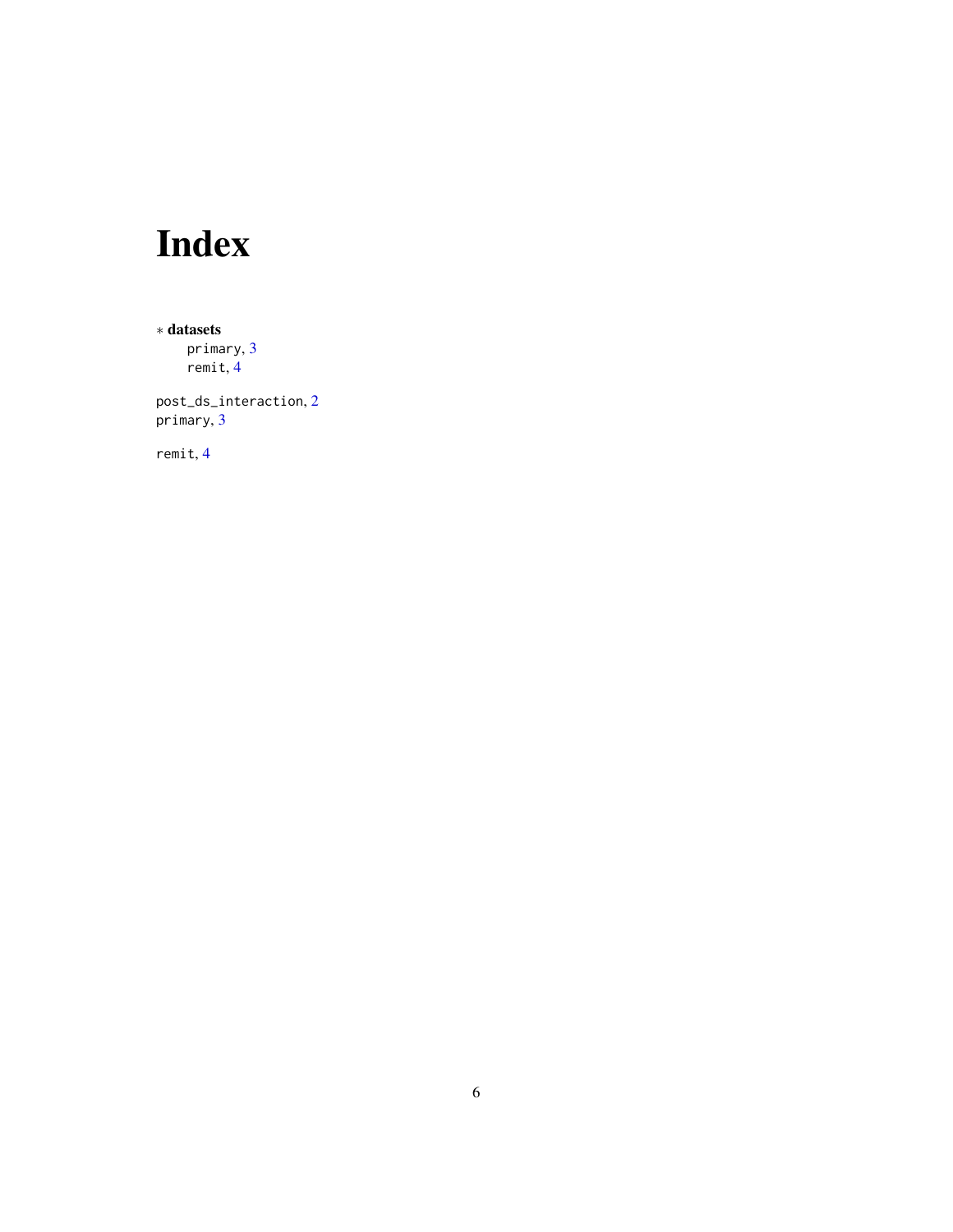# Index

∗ **datasets**
    primary, 3
    remit, 4

post_ds_interaction, 2
primary, 3

remit, 4